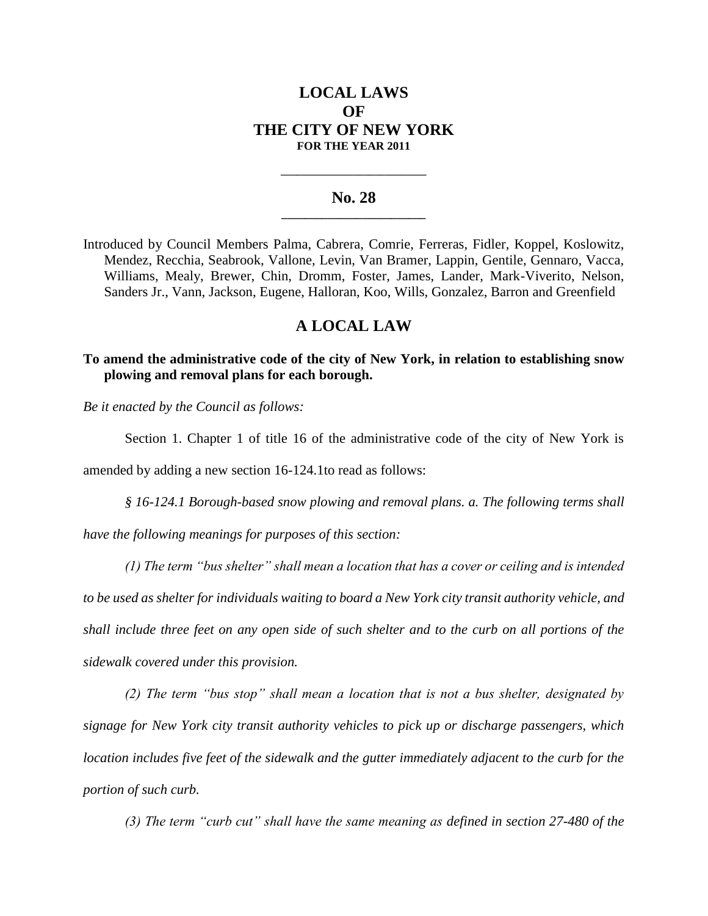# LOCAL LAWS
# OF
# THE CITY OF NEW YORK
**FOR THE YEAR 2011**

---

## No. 28

---

Introduced by Council Members Palma, Cabrera, Comrie, Ferreras, Fidler, Koppel, Koslowitz, Mendez, Recchia, Seabrook, Vallone, Levin, Van Bramer, Lappin, Gentile, Gennaro, Vacca, Williams, Mealy, Brewer, Chin, Dromm, Foster, James, Lander, Mark-Viverito, Nelson, Sanders Jr., Vann, Jackson, Eugene, Halloran, Koo, Wills, Gonzalez, Barron and Greenfield

## A LOCAL LAW

**To amend the administrative code of the city of New York, in relation to establishing snow plowing and removal plans for each borough.**

*Be it enacted by the Council as follows:*

Section 1. Chapter 1 of title 16 of the administrative code of the city of New York is amended by adding a new section 16-124.1to read as follows:

*§ 16-124.1 Borough-based snow plowing and removal plans. a. The following terms shall have the following meanings for purposes of this section:*

*(1) The term "bus shelter" shall mean a location that has a cover or ceiling and is intended to be used as shelter for individuals waiting to board a New York city transit authority vehicle, and shall include three feet on any open side of such shelter and to the curb on all portions of the sidewalk covered under this provision.*

*(2) The term "bus stop" shall mean a location that is not a bus shelter, designated by signage for New York city transit authority vehicles to pick up or discharge passengers, which location includes five feet of the sidewalk and the gutter immediately adjacent to the curb for the portion of such curb.*

*(3) The term "curb cut" shall have the same meaning as defined in section 27-480 of the*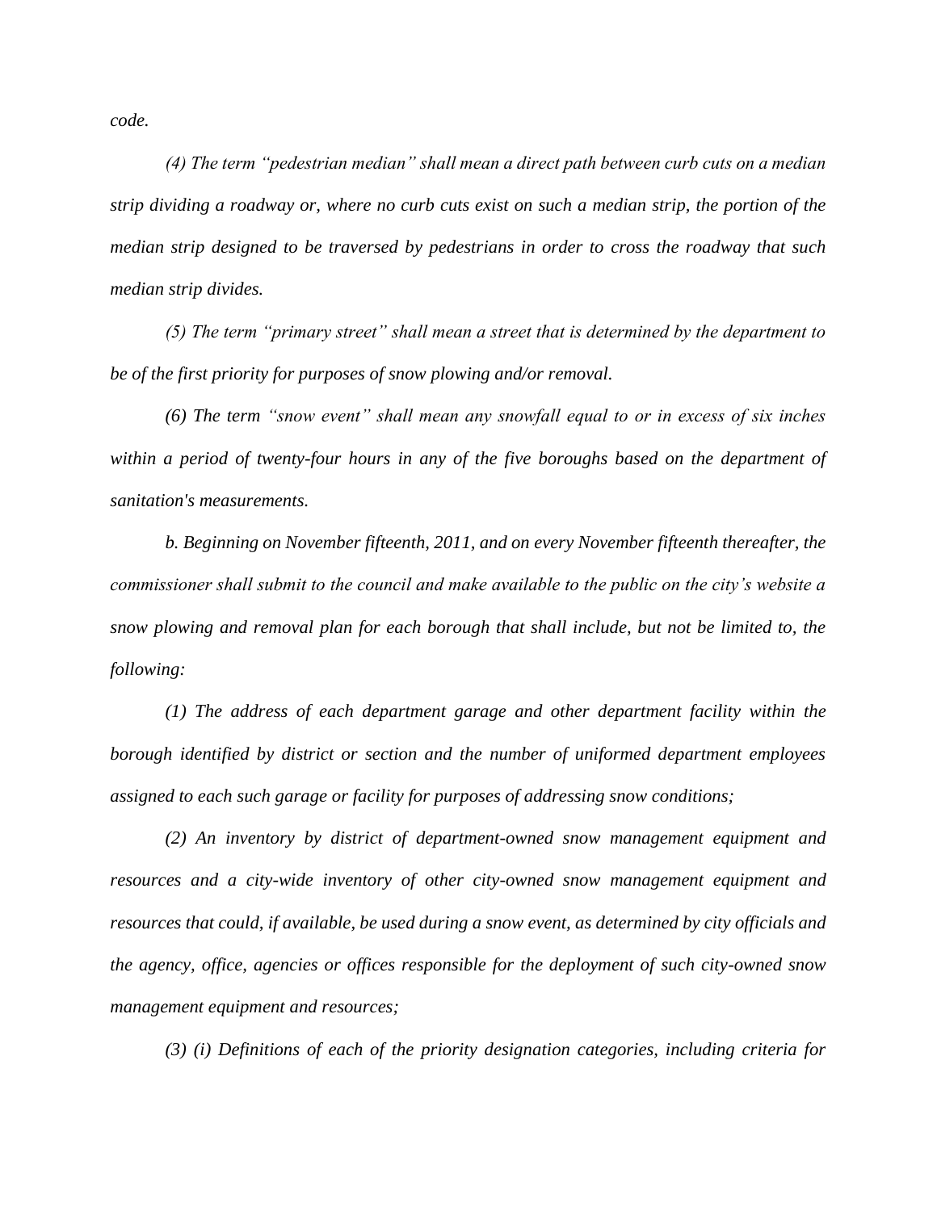*code.*

*(4) The term "pedestrian median" shall mean a direct path between curb cuts on a median strip dividing a roadway or, where no curb cuts exist on such a median strip, the portion of the median strip designed to be traversed by pedestrians in order to cross the roadway that such median strip divides.*

*(5) The term "primary street" shall mean a street that is determined by the department to be of the first priority for purposes of snow plowing and/or removal.*

*(6) The term "snow event" shall mean any snowfall equal to or in excess of six inches within a period of twenty-four hours in any of the five boroughs based on the department of sanitation's measurements.*

*b. Beginning on November fifteenth, 2011, and on every November fifteenth thereafter, the commissioner shall submit to the council and make available to the public on the city's website a snow plowing and removal plan for each borough that shall include, but not be limited to, the following:*

*(1) The address of each department garage and other department facility within the borough identified by district or section and the number of uniformed department employees assigned to each such garage or facility for purposes of addressing snow conditions;*

*(2) An inventory by district of department-owned snow management equipment and resources and a city-wide inventory of other city-owned snow management equipment and resources that could, if available, be used during a snow event, as determined by city officials and the agency, office, agencies or offices responsible for the deployment of such city-owned snow management equipment and resources;*

*(3) (i) Definitions of each of the priority designation categories, including criteria for*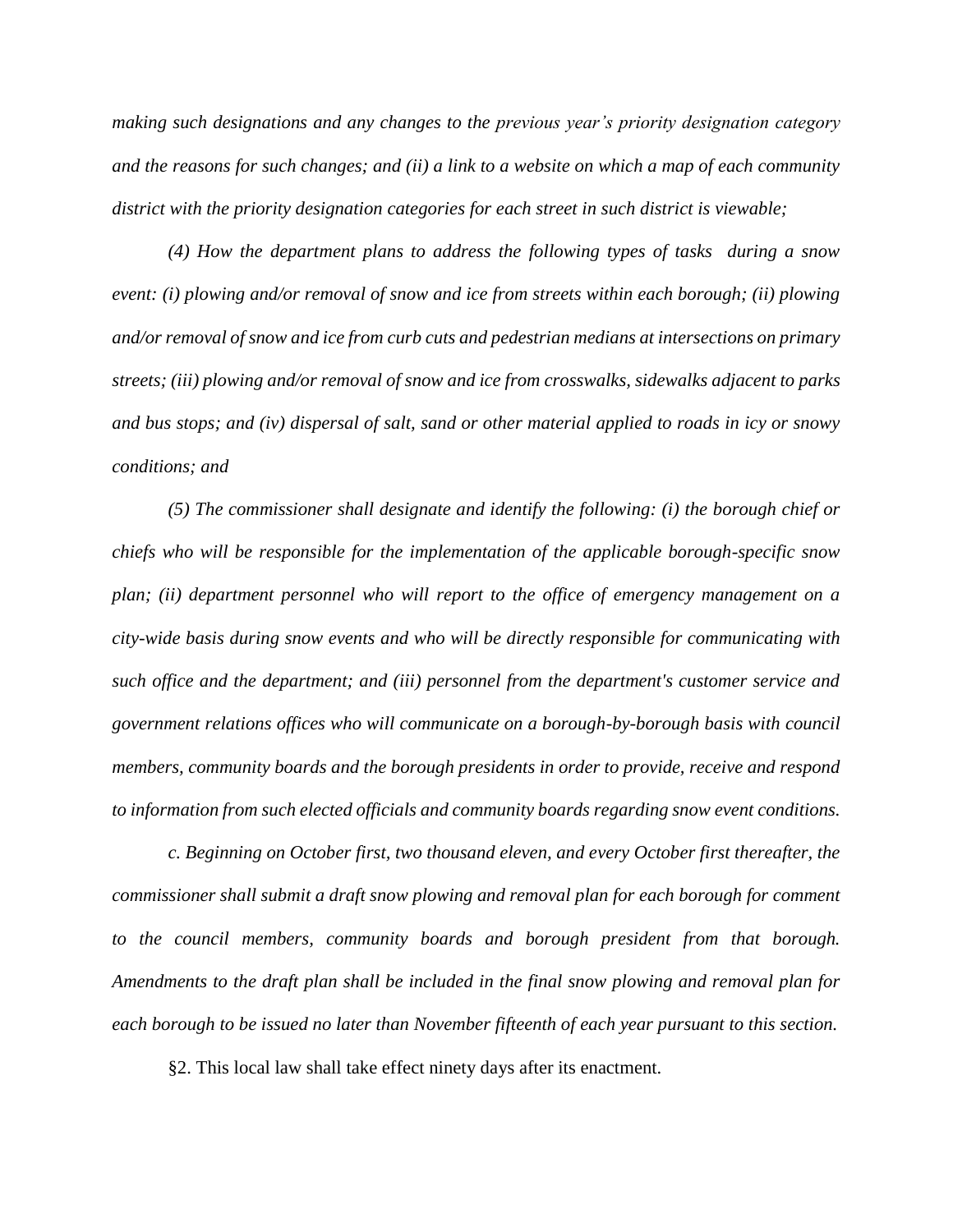*making such designations and any changes to the previous year's priority designation category and the reasons for such changes; and (ii) a link to a website on which a map of each community district with the priority designation categories for each street in such district is viewable;*

*(4) How the department plans to address the following types of tasks during a snow event: (i) plowing and/or removal of snow and ice from streets within each borough; (ii) plowing and/or removal of snow and ice from curb cuts and pedestrian medians at intersections on primary streets; (iii) plowing and/or removal of snow and ice from crosswalks, sidewalks adjacent to parks and bus stops; and (iv) dispersal of salt, sand or other material applied to roads in icy or snowy conditions; and*

*(5) The commissioner shall designate and identify the following: (i) the borough chief or chiefs who will be responsible for the implementation of the applicable borough-specific snow plan; (ii) department personnel who will report to the office of emergency management on a city-wide basis during snow events and who will be directly responsible for communicating with such office and the department; and (iii) personnel from the department's customer service and government relations offices who will communicate on a borough-by-borough basis with council members, community boards and the borough presidents in order to provide, receive and respond to information from such elected officials and community boards regarding snow event conditions.*

*c. Beginning on October first, two thousand eleven, and every October first thereafter, the commissioner shall submit a draft snow plowing and removal plan for each borough for comment to the council members, community boards and borough president from that borough. Amendments to the draft plan shall be included in the final snow plowing and removal plan for each borough to be issued no later than November fifteenth of each year pursuant to this section.*

§2. This local law shall take effect ninety days after its enactment.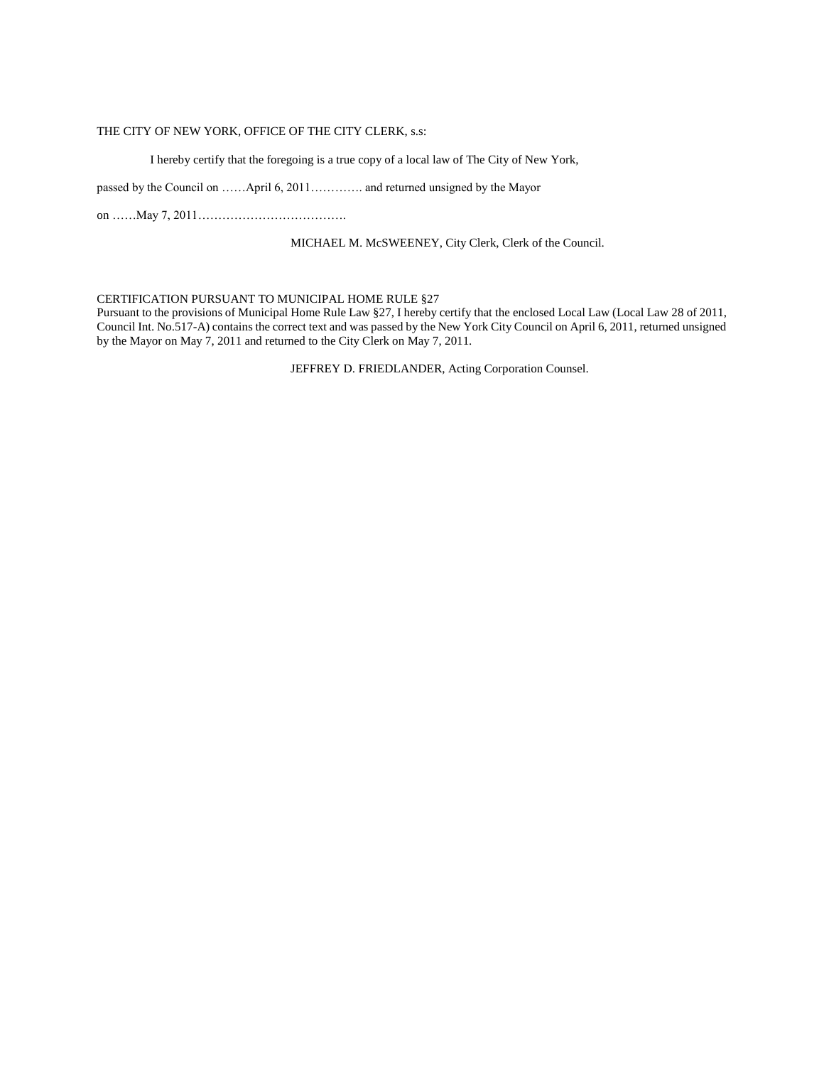THE CITY OF NEW YORK, OFFICE OF THE CITY CLERK, s.s:

I hereby certify that the foregoing is a true copy of a local law of The City of New York,

passed by the Council on ……April 6, 2011…………. and returned unsigned by the Mayor

on ……May 7, 2011……………………………….

MICHAEL M. McSWEENEY, City Clerk, Clerk of the Council.

CERTIFICATION PURSUANT TO MUNICIPAL HOME RULE §27

Pursuant to the provisions of Municipal Home Rule Law §27, I hereby certify that the enclosed Local Law (Local Law 28 of 2011, Council Int. No.517-A) contains the correct text and was passed by the New York City Council on April 6, 2011, returned unsigned by the Mayor on May 7, 2011 and returned to the City Clerk on May 7, 2011.

JEFFREY D. FRIEDLANDER, Acting Corporation Counsel.